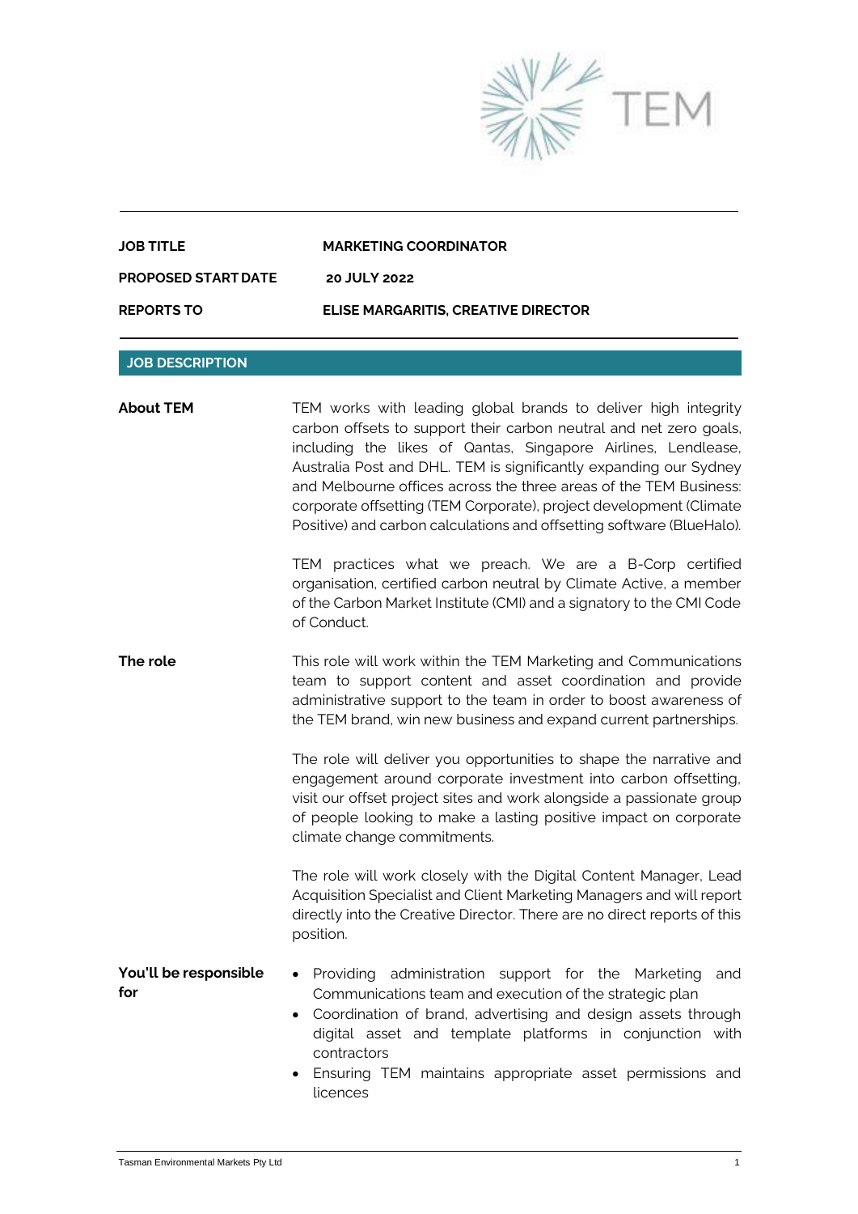TEM

| | |
|---|---|
| **JOB TITLE** | **MARKETING COORDINATOR** |
| **PROPOSED START DATE** | **20 JULY 2022** |
| **REPORTS TO** | **ELISE MARGARITIS, CREATIVE DIRECTOR** |

## JOB DESCRIPTION

**About TEM**

TEM works with leading global brands to deliver high integrity carbon offsets to support their carbon neutral and net zero goals, including the likes of Qantas, Singapore Airlines, Lendlease, Australia Post and DHL. TEM is significantly expanding our Sydney and Melbourne offices across the three areas of the TEM Business: corporate offsetting (TEM Corporate), project development (Climate Positive) and carbon calculations and offsetting software (BlueHalo).

TEM practices what we preach. We are a B-Corp certified organisation, certified carbon neutral by Climate Active, a member of the Carbon Market Institute (CMI) and a signatory to the CMI Code of Conduct.

**The role**

This role will work within the TEM Marketing and Communications team to support content and asset coordination and provide administrative support to the team in order to boost awareness of the TEM brand, win new business and expand current partnerships.

The role will deliver you opportunities to shape the narrative and engagement around corporate investment into carbon offsetting, visit our offset project sites and work alongside a passionate group of people looking to make a lasting positive impact on corporate climate change commitments.

The role will work closely with the Digital Content Manager, Lead Acquisition Specialist and Client Marketing Managers and will report directly into the Creative Director. There are no direct reports of this position.

**You'll be responsible for**

- Providing administration support for the Marketing and Communications team and execution of the strategic plan
- Coordination of brand, advertising and design assets through digital asset and template platforms in conjunction with contractors
- Ensuring TEM maintains appropriate asset permissions and licences

Tasman Environmental Markets Pty Ltd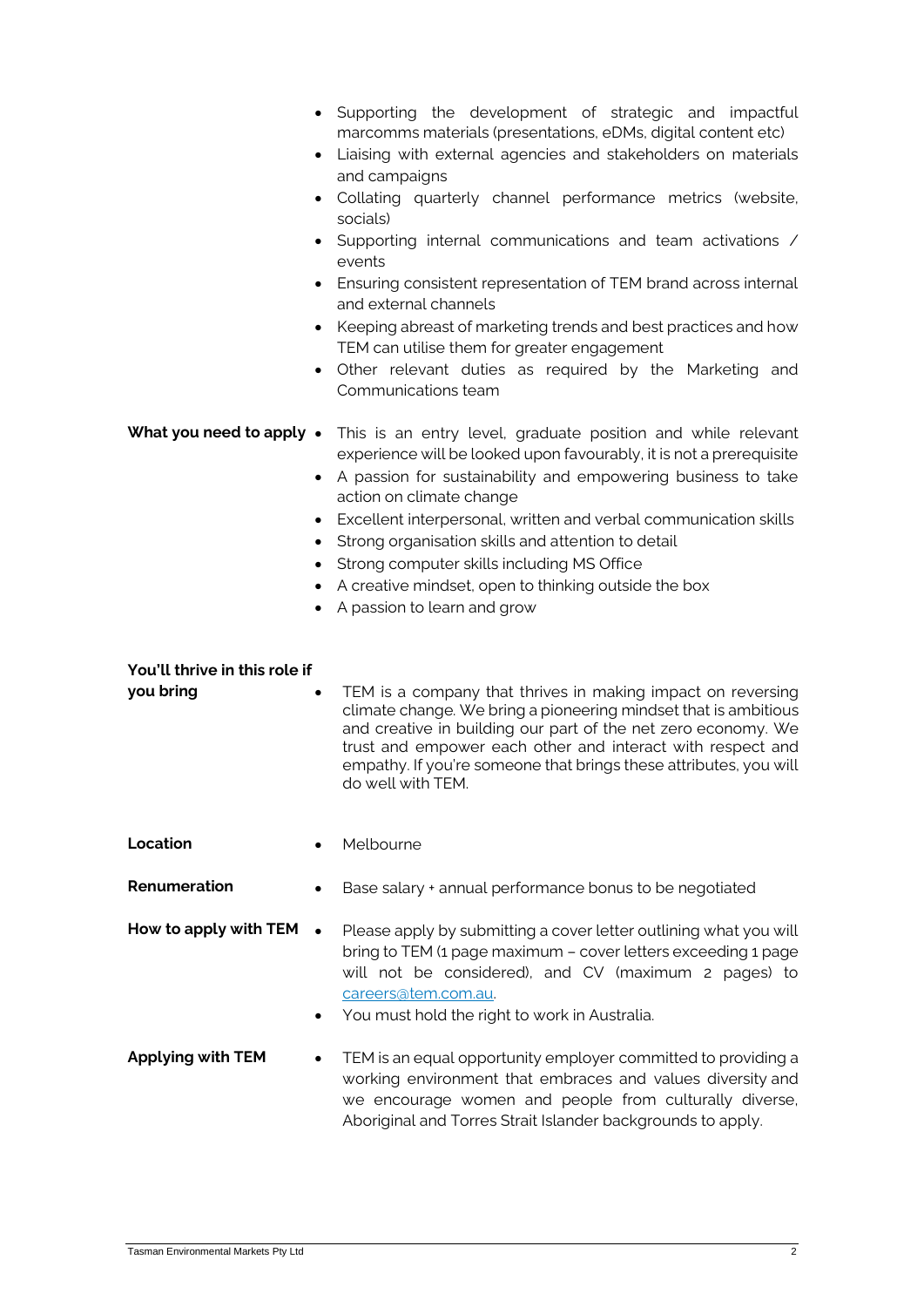- Supporting the development of strategic and impactful marcomms materials (presentations, eDMs, digital content etc)
- Liaising with external agencies and stakeholders on materials and campaigns
- Collating quarterly channel performance metrics (website, socials)
- Supporting internal communications and team activations / events
- Ensuring consistent representation of TEM brand across internal and external channels
- Keeping abreast of marketing trends and best practices and how TEM can utilise them for greater engagement
- Other relevant duties as required by the Marketing and Communications team

**What you need to apply**

- This is an entry level, graduate position and while relevant experience will be looked upon favourably, it is not a prerequisite
- A passion for sustainability and empowering business to take action on climate change
- Excellent interpersonal, written and verbal communication skills
- Strong organisation skills and attention to detail
- Strong computer skills including MS Office
- A creative mindset, open to thinking outside the box
- A passion to learn and grow

**You'll thrive in this role if you bring**

- TEM is a company that thrives in making impact on reversing climate change. We bring a pioneering mindset that is ambitious and creative in building our part of the net zero economy. We trust and empower each other and interact with respect and empathy. If you're someone that brings these attributes, you will do well with TEM.

**Location**

- Melbourne

**Renumeration**

- Base salary + annual performance bonus to be negotiated

**How to apply with TEM**

- Please apply by submitting a cover letter outlining what you will bring to TEM (1 page maximum – cover letters exceeding 1 page will not be considered), and CV (maximum 2 pages) to careers@tem.com.au.
- You must hold the right to work in Australia.

**Applying with TEM**

- TEM is an equal opportunity employer committed to providing a working environment that embraces and values diversity and we encourage women and people from culturally diverse, Aboriginal and Torres Strait Islander backgrounds to apply.